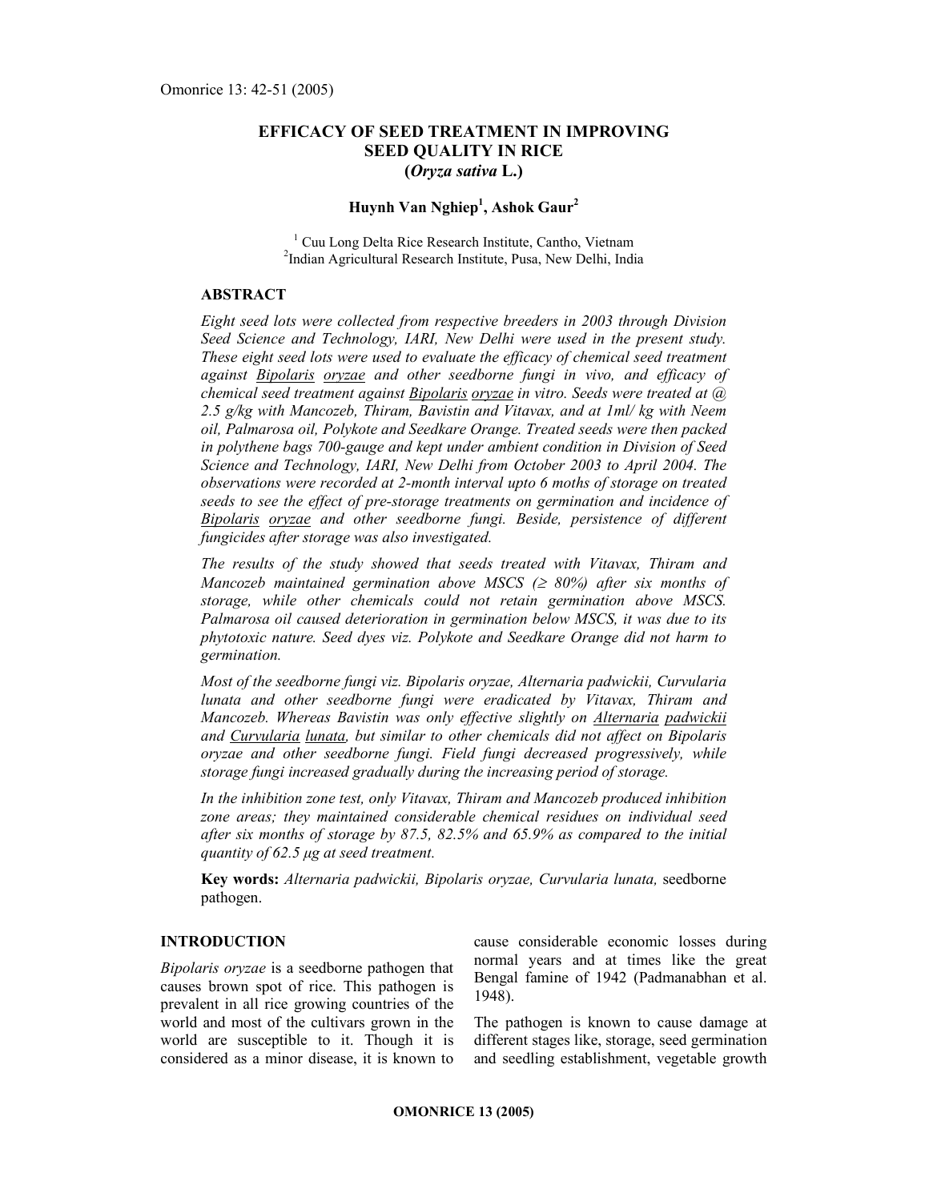# EFFICACY OF SEED TREATMENT IN IMPROVING SEED QUALITY IN RICE (*Oryza sativa* L.)

**Huynh Van Nghiep[1], Ashok Gaur[2]**

[1] Cuu Long Delta Rice Research Institute, Cantho, Vietnam
[2] Indian Agricultural Research Institute, Pusa, New Delhi, India

## ABSTRACT

*Eight seed lots were collected from respective breeders in 2003 through Division Seed Science and Technology, IARI, New Delhi were used in the present study. These eight seed lots were used to evaluate the efficacy of chemical seed treatment against Bipolaris oryzae and other seedborne fungi in vivo, and efficacy of chemical seed treatment against Bipolaris oryzae in vitro. Seeds were treated at @ 2.5 g/kg with Mancozeb, Thiram, Bavistin and Vitavax, and at 1ml/ kg with Neem oil, Palmarosa oil, Polykote and Seedkare Orange. Treated seeds were then packed in polythene bags 700-gauge and kept under ambient condition in Division of Seed Science and Technology, IARI, New Delhi from October 2003 to April 2004. The observations were recorded at 2-month interval upto 6 moths of storage on treated seeds to see the effect of pre-storage treatments on germination and incidence of Bipolaris oryzae and other seedborne fungi. Beside, persistence of different fungicides after storage was also investigated.*

*The results of the study showed that seeds treated with Vitavax, Thiram and Mancozeb maintained germination above MSCS (≥ 80%) after six months of storage, while other chemicals could not retain germination above MSCS. Palmarosa oil caused deterioration in germination below MSCS, it was due to its phytotoxic nature. Seed dyes viz. Polykote and Seedkare Orange did not harm to germination.*

*Most of the seedborne fungi viz. Bipolaris oryzae, Alternaria padwickii, Curvularia lunata and other seedborne fungi were eradicated by Vitavax, Thiram and Mancozeb. Whereas Bavistin was only effective slightly on Alternaria padwickii and Curvularia lunata, but similar to other chemicals did not affect on Bipolaris oryzae and other seedborne fungi. Field fungi decreased progressively, while storage fungi increased gradually during the increasing period of storage.*

*In the inhibition zone test, only Vitavax, Thiram and Mancozeb produced inhibition zone areas; they maintained considerable chemical residues on individual seed after six months of storage by 87.5, 82.5% and 65.9% as compared to the initial quantity of 62.5 μg at seed treatment.*

**Key words:** *Alternaria padwickii, Bipolaris oryzae, Curvularia lunata,* seedborne pathogen.

## INTRODUCTION

*Bipolaris oryzae* is a seedborne pathogen that causes brown spot of rice. This pathogen is prevalent in all rice growing countries of the world and most of the cultivars grown in the world are susceptible to it. Though it is considered as a minor disease, it is known to cause considerable economic losses during normal years and at times like the great Bengal famine of 1942 (Padmanabhan et al. 1948).

The pathogen is known to cause damage at different stages like, storage, seed germination and seedling establishment, vegetable growth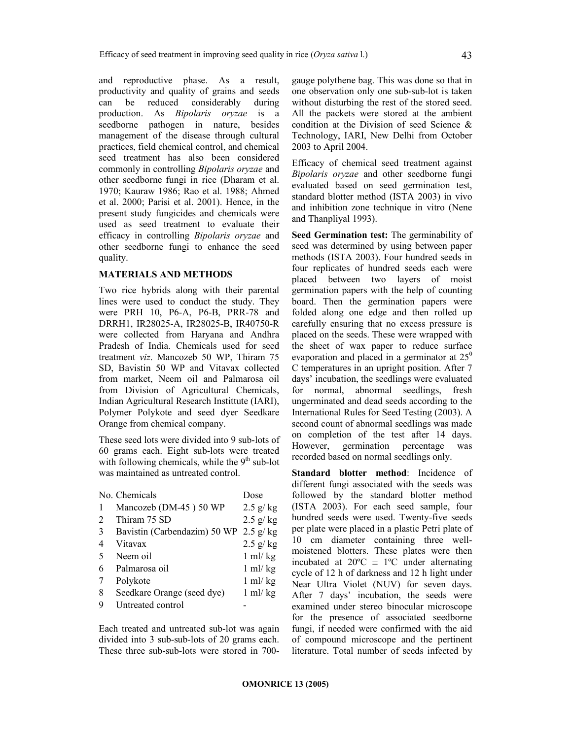and reproductive phase. As a result, productivity and quality of grains and seeds can be reduced considerably during production. As *Bipolaris oryzae* is a seedborne pathogen in nature, besides management of the disease through cultural practices, field chemical control, and chemical seed treatment has also been considered commonly in controlling *Bipolaris oryzae* and other seedborne fungi in rice (Dharam et al. 1970; Kauraw 1986; Rao et al. 1988; Ahmed et al. 2000; Parisi et al. 2001). Hence, in the present study fungicides and chemicals were used as seed treatment to evaluate their efficacy in controlling *Bipolaris oryzae* and other seedborne fungi to enhance the seed quality.

## MATERIALS AND METHODS

Two rice hybrids along with their parental lines were used to conduct the study. They were PRH 10, P6-A, P6-B, PRR-78 and DRRH1, IR28025-A, IR28025-B, IR40750-R were collected from Haryana and Andhra Pradesh of India. Chemicals used for seed treatment *viz*. Mancozeb 50 WP, Thiram 75 SD, Bavistin 50 WP and Vitavax collected from market, Neem oil and Palmarosa oil from Division of Agricultural Chemicals, Indian Agricultural Research Instittute (IARI), Polymer Polykote and seed dyer Seedkare Orange from chemical company.

These seed lots were divided into 9 sub-lots of 60 grams each. Eight sub-lots were treated with following chemicals, while the 9th sub-lot was maintained as untreated control.

| No. | Chemicals | Dose |
|---|---|---|
| 1 | Mancozeb (DM-45 ) 50 WP | 2.5 g/ kg |
| 2 | Thiram 75 SD | 2.5 g/ kg |
| 3 | Bavistin (Carbendazim) 50 WP | 2.5 g/ kg |
| 4 | Vitavax | 2.5 g/ kg |
| 5 | Neem oil | 1 ml/ kg |
| 6 | Palmarosa oil | 1 ml/ kg |
| 7 | Polykote | 1 ml/ kg |
| 8 | Seedkare Orange (seed dye) | 1 ml/ kg |
| 9 | Untreated control | - |

Each treated and untreated sub-lot was again divided into 3 sub-sub-lots of 20 grams each. These three sub-sub-lots were stored in 700-gauge polythene bag. This was done so that in one observation only one sub-sub-lot is taken without disturbing the rest of the stored seed. All the packets were stored at the ambient condition at the Division of seed Science & Technology, IARI, New Delhi from October 2003 to April 2004.

Efficacy of chemical seed treatment against *Bipolaris oryzae* and other seedborne fungi evaluated based on seed germination test, standard blotter method (ISTA 2003) in vivo and inhibition zone technique in vitro (Nene and Thanpliyal 1993).

**Seed Germination test:** The germinability of seed was determined by using between paper methods (ISTA 2003). Four hundred seeds in four replicates of hundred seeds each were placed between two layers of moist germination papers with the help of counting board. Then the germination papers were folded along one edge and then rolled up carefully ensuring that no excess pressure is placed on the seeds. These were wrapped with the sheet of wax paper to reduce surface evaporation and placed in a germinator at $25^0$ C temperatures in an upright position. After 7 days' incubation, the seedlings were evaluated for normal, abnormal seedlings, fresh ungerminated and dead seeds according to the International Rules for Seed Testing (2003). A second count of abnormal seedlings was made on completion of the test after 14 days. However, germination percentage was recorded based on normal seedlings only.

**Standard blotter method**: Incidence of different fungi associated with the seeds was followed by the standard blotter method (ISTA 2003). For each seed sample, four hundred seeds were used. Twenty-five seeds per plate were placed in a plastic Petri plate of 10 cm diameter containing three well-moistened blotters. These plates were then incubated at 20ºC ± 1ºC under alternating cycle of 12 h of darkness and 12 h light under Near Ultra Violet (NUV) for seven days. After 7 days' incubation, the seeds were examined under stereo binocular microscope for the presence of associated seedborne fungi, if needed were confirmed with the aid of compound microscope and the pertinent literature. Total number of seeds infected by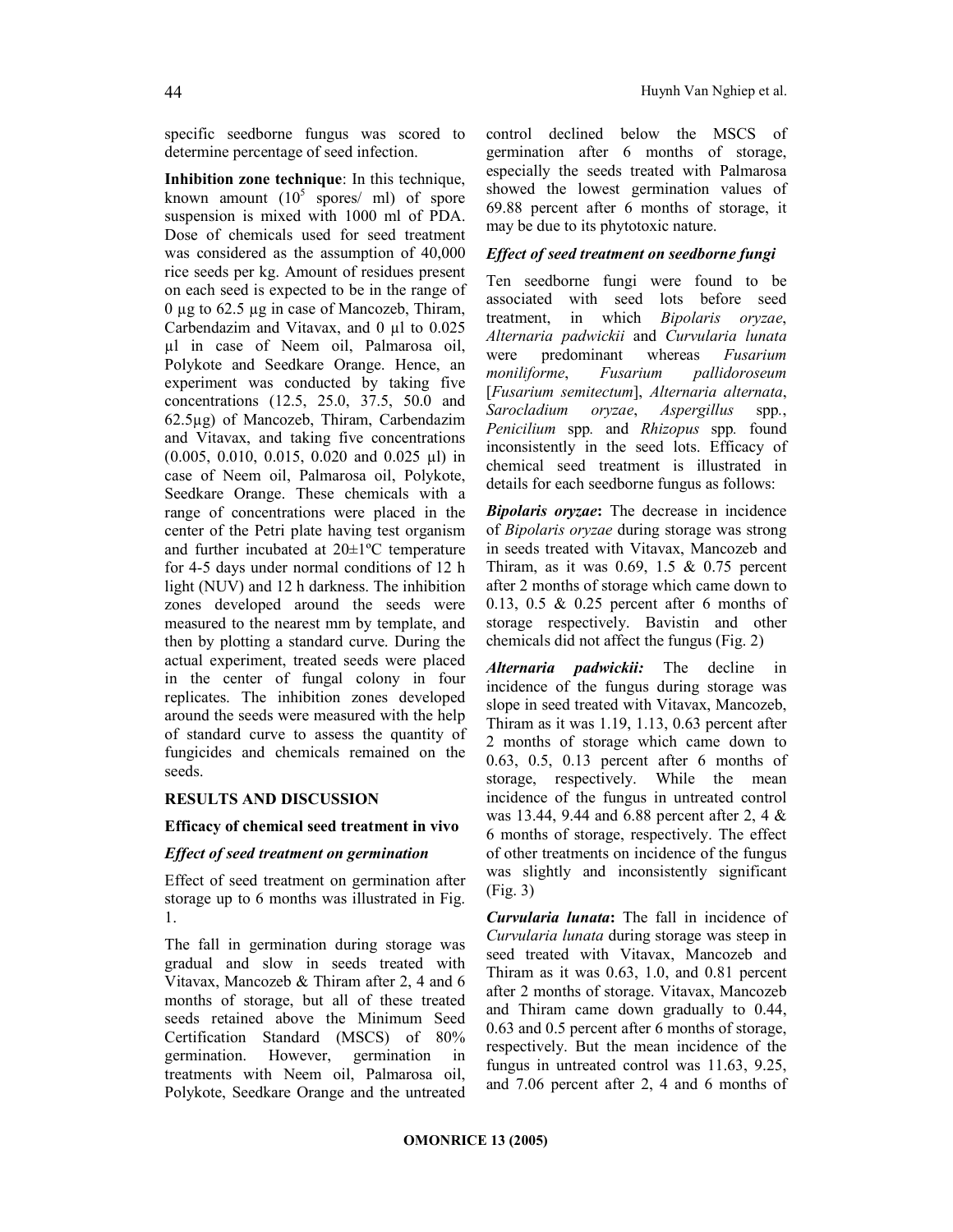specific seedborne fungus was scored to determine percentage of seed infection.

**Inhibition zone technique**: In this technique, known amount ($10^5$ spores/ ml) of spore suspension is mixed with 1000 ml of PDA. Dose of chemicals used for seed treatment was considered as the assumption of 40,000 rice seeds per kg. Amount of residues present on each seed is expected to be in the range of 0 µg to 62.5 µg in case of Mancozeb, Thiram, Carbendazim and Vitavax, and 0 µl to 0.025 µl in case of Neem oil, Palmarosa oil, Polykote and Seedkare Orange. Hence, an experiment was conducted by taking five concentrations (12.5, 25.0, 37.5, 50.0 and 62.5µg) of Mancozeb, Thiram, Carbendazim and Vitavax, and taking five concentrations (0.005, 0.010, 0.015, 0.020 and 0.025 µl) in case of Neem oil, Palmarosa oil, Polykote, Seedkare Orange. These chemicals with a range of concentrations were placed in the center of the Petri plate having test organism and further incubated at 20±1ºC temperature for 4-5 days under normal conditions of 12 h light (NUV) and 12 h darkness. The inhibition zones developed around the seeds were measured to the nearest mm by template, and then by plotting a standard curve. During the actual experiment, treated seeds were placed in the center of fungal colony in four replicates. The inhibition zones developed around the seeds were measured with the help of standard curve to assess the quantity of fungicides and chemicals remained on the seeds.

## RESULTS AND DISCUSSION

### Efficacy of chemical seed treatment in vivo

#### *Effect of seed treatment on germination*

Effect of seed treatment on germination after storage up to 6 months was illustrated in Fig. 1.

The fall in germination during storage was gradual and slow in seeds treated with Vitavax, Mancozeb & Thiram after 2, 4 and 6 months of storage, but all of these treated seeds retained above the Minimum Seed Certification Standard (MSCS) of 80% germination. However, germination in treatments with Neem oil, Palmarosa oil, Polykote, Seedkare Orange and the untreated control declined below the MSCS of germination after 6 months of storage, especially the seeds treated with Palmarosa showed the lowest germination values of 69.88 percent after 6 months of storage, it may be due to its phytotoxic nature.

#### *Effect of seed treatment on seedborne fungi*

Ten seedborne fungi were found to be associated with seed lots before seed treatment, in which *Bipolaris oryzae*, *Alternaria padwickii* and *Curvularia lunata* were predominant whereas *Fusarium moniliforme*, *Fusarium pallidoroseum* [*Fusarium semitectum*], *Alternaria alternata*, *Sarocladium oryzae*, *Aspergillus* spp., *Penicilium* spp*.* and *Rhizopus* spp*.* found inconsistently in the seed lots. Efficacy of chemical seed treatment is illustrated in details for each seedborne fungus as follows:

***Bipolaris oryzae*****:** The decrease in incidence of *Bipolaris oryzae* during storage was strong in seeds treated with Vitavax, Mancozeb and Thiram, as it was 0.69, 1.5 & 0.75 percent after 2 months of storage which came down to 0.13, 0.5 & 0.25 percent after 6 months of storage respectively. Bavistin and other chemicals did not affect the fungus (Fig. 2)

***Alternaria padwickii:*** The decline in incidence of the fungus during storage was slope in seed treated with Vitavax, Mancozeb, Thiram as it was 1.19, 1.13, 0.63 percent after 2 months of storage which came down to 0.63, 0.5, 0.13 percent after 6 months of storage, respectively. While the mean incidence of the fungus in untreated control was 13.44, 9.44 and 6.88 percent after 2, 4 & 6 months of storage, respectively. The effect of other treatments on incidence of the fungus was slightly and inconsistently significant (Fig. 3)

***Curvularia lunata*****:** The fall in incidence of *Curvularia lunata* during storage was steep in seed treated with Vitavax, Mancozeb and Thiram as it was 0.63, 1.0, and 0.81 percent after 2 months of storage. Vitavax, Mancozeb and Thiram came down gradually to 0.44, 0.63 and 0.5 percent after 6 months of storage, respectively. But the mean incidence of the fungus in untreated control was 11.63, 9.25, and 7.06 percent after 2, 4 and 6 months of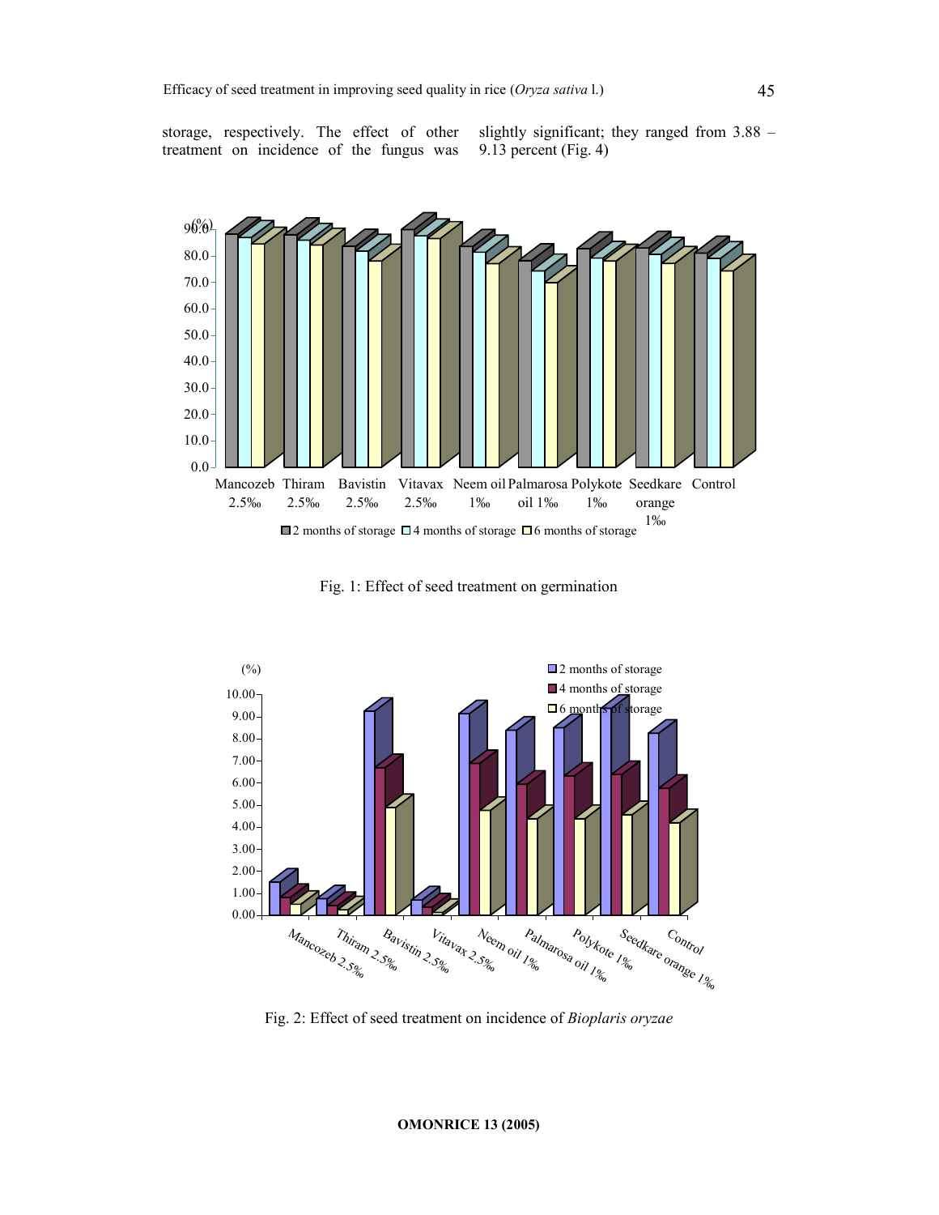storage, respectively. The effect of other treatment on incidence of the fungus was slightly significant; they ranged from 3.88 – 9.13 percent (Fig. 4)

Fig. 1: Effect of seed treatment on germination

Fig. 2: Effect of seed treatment on incidence of *Bioplaris oryzae*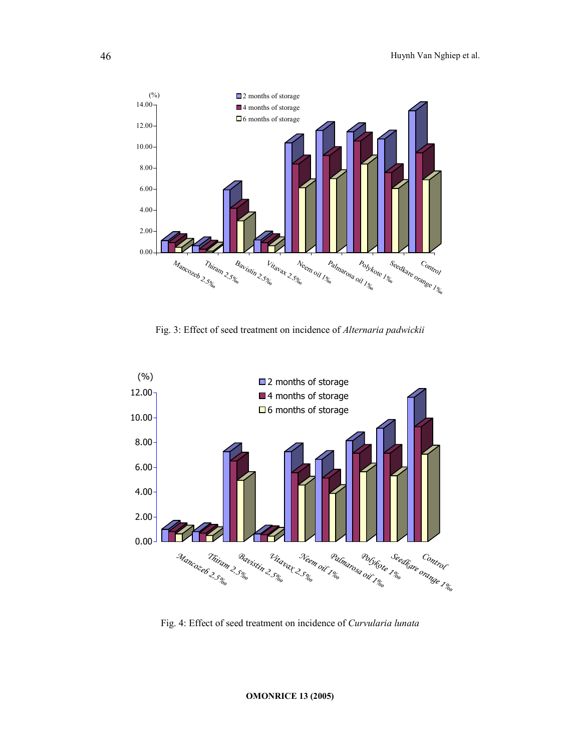Fig. 3: Effect of seed treatment on incidence of *Alternaria padwickii*

Fig. 4: Effect of seed treatment on incidence of *Curvularia lunata*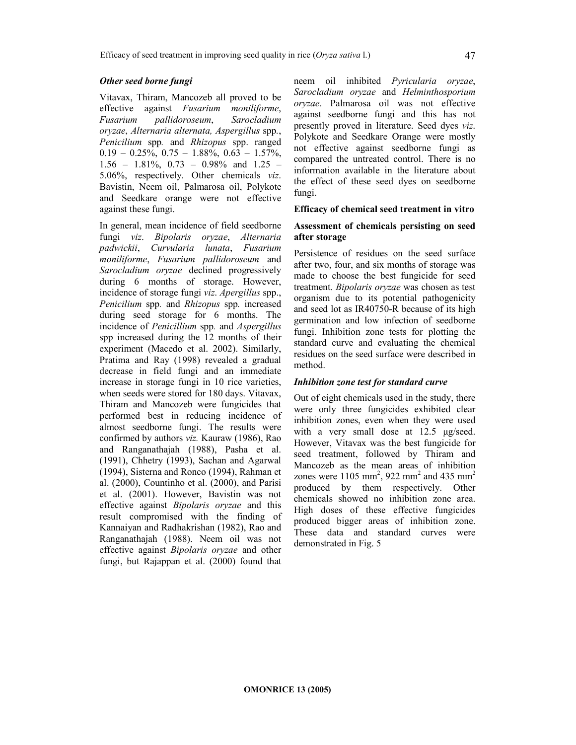### *Other seed borne fungi*

Vitavax, Thiram, Mancozeb all proved to be effective against *Fusarium moniliforme*, *Fusarium pallidoroseum*, *Sarocladium oryzae*, *Alternaria alternata, Aspergillus* spp., *Penicilium* spp*.* and *Rhizopus* spp. ranged 0.19 – 0.25%, 0.75 – 1.88%, 0.63 – 1.57%, 1.56 – 1.81%, 0.73 – 0.98% and 1.25 – 5.06%, respectively. Other chemicals *viz*. Bavistin, Neem oil, Palmarosa oil, Polykote and Seedkare orange were not effective against these fungi.

In general, mean incidence of field seedborne fungi *viz*. *Bipolaris oryzae*, *Alternaria padwickii*, *Curvularia lunata*, *Fusarium moniliforme*, *Fusarium pallidoroseum* and *Sarocladium oryzae* declined progressively during 6 months of storage. However, incidence of storage fungi *viz*. *Apergillus* spp., *Penicilium* spp*.* and *Rhizopus* spp*.* increased during seed storage for 6 months. The incidence of *Penicillium* spp*.* and *Aspergillus* spp increased during the 12 months of their experiment (Macedo et al. 2002). Similarly, Pratima and Ray (1998) revealed a gradual decrease in field fungi and an immediate increase in storage fungi in 10 rice varieties, when seeds were stored for 180 days. Vitavax, Thiram and Mancozeb were fungicides that performed best in reducing incidence of almost seedborne fungi. The results were confirmed by authors *viz.* Kauraw (1986), Rao and Ranganathajah (1988), Pasha et al. (1991), Chhetry (1993), Sachan and Agarwal (1994), Sisterna and Ronco (1994), Rahman et al. (2000), Countinho et al. (2000), and Parisi et al. (2001). However, Bavistin was not effective against *Bipolaris oryzae* and this result compromised with the finding of Kannaiyan and Radhakrishan (1982), Rao and Ranganathajah (1988). Neem oil was not effective against *Bipolaris oryzae* and other fungi, but Rajappan et al. (2000) found that neem oil inhibited *Pyricularia oryzae*, *Sarocladium oryzae* and *Helminthosporium oryzae*. Palmarosa oil was not effective against seedborne fungi and this has not presently proved in literature. Seed dyes *viz*. Polykote and Seedkare Orange were mostly not effective against seedborne fungi as compared the untreated control. There is no information available in the literature about the effect of these seed dyes on seedborne fungi.

### **Efficacy of chemical seed treatment in vitro**

### **Assessment of chemicals persisting on seed after storage**

Persistence of residues on the seed surface after two, four, and six months of storage was made to choose the best fungicide for seed treatment. *Bipolaris oryzae* was chosen as test organism due to its potential pathogenicity and seed lot as IR40750-R because of its high germination and low infection of seedborne fungi. Inhibition zone tests for plotting the standard curve and evaluating the chemical residues on the seed surface were described in method.

### *Inhibition zone test for standard curve*

Out of eight chemicals used in the study, there were only three fungicides exhibited clear inhibition zones, even when they were used with a very small dose at 12.5 µg/seed. However, Vitavax was the best fungicide for seed treatment, followed by Thiram and Mancozeb as the mean areas of inhibition zones were 1105 $mm^2$, 922 $mm^2$ and 435 $mm^2$ produced by them respectively. Other chemicals showed no inhibition zone area. High doses of these effective fungicides produced bigger areas of inhibition zone. These data and standard curves were demonstrated in Fig. 5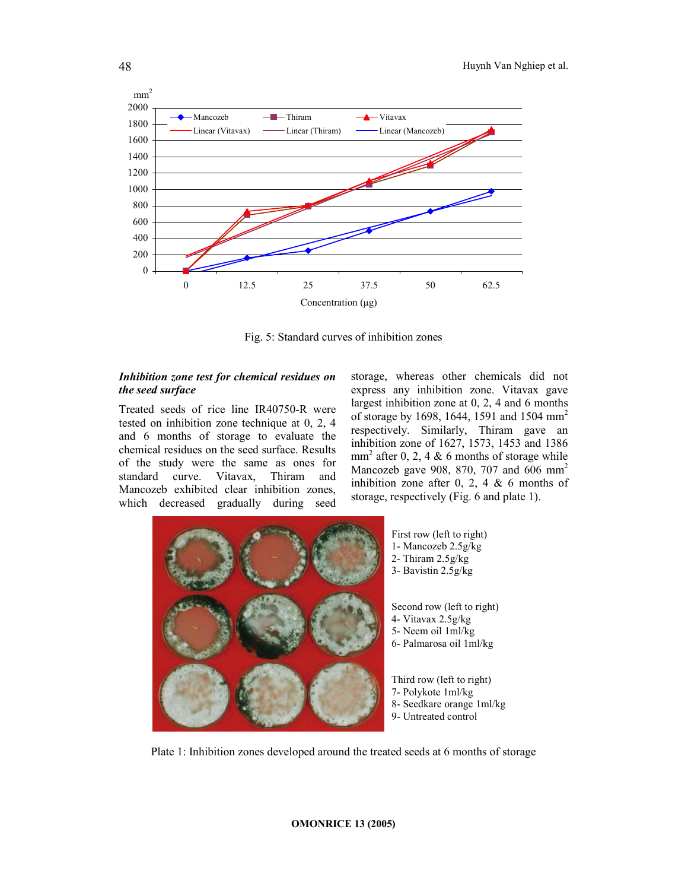Fig. 5: Standard curves of inhibition zones

***Inhibition zone test for chemical residues on the seed surface***

Treated seeds of rice line IR40750-R were tested on inhibition zone technique at 0, 2, 4 and 6 months of storage to evaluate the chemical residues on the seed surface. Results of the study were the same as ones for standard curve. Vitavax, Thiram and Mancozeb exhibited clear inhibition zones, which decreased gradually during seed storage, whereas other chemicals did not express any inhibition zone. Vitavax gave largest inhibition zone at 0, 2, 4 and 6 months of storage by 1698, 1644, 1591 and 1504 $mm^2$ respectively. Similarly, Thiram gave an inhibition zone of 1627, 1573, 1453 and 1386 $mm^2$ after 0, 2, 4 & 6 months of storage while Mancozeb gave 908, 870, 707 and 606 $mm^2$ inhibition zone after 0, 2, 4 & 6 months of storage, respectively (Fig. 6 and plate 1).

First row (left to right)
1- Mancozeb 2.5g/kg
2- Thiram 2.5g/kg
3- Bavistin 2.5g/kg

Second row (left to right)
4- Vitavax 2.5g/kg
5- Neem oil 1ml/kg
6- Palmarosa oil 1ml/kg

Third row (left to right)
7- Polykote 1ml/kg
8- Seedkare orange 1ml/kg
9- Untreated control

Plate 1: Inhibition zones developed around the treated seeds at 6 months of storage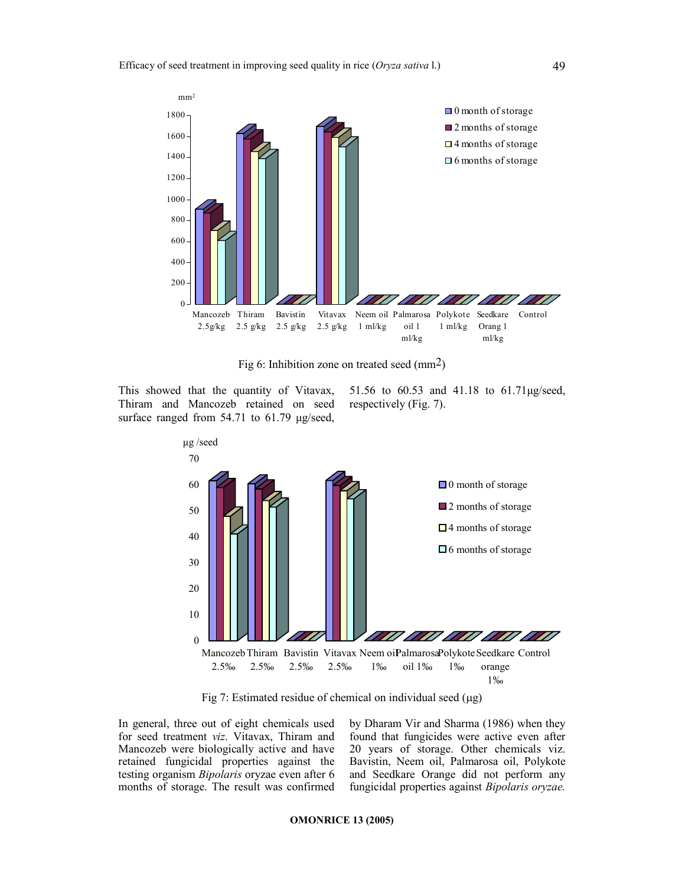Fig 6: Inhibition zone on treated seed ($mm^2$)

This showed that the quantity of Vitavax, Thiram and Mancozeb retained on seed surface ranged from 54.71 to 61.79 µg/seed, 51.56 to 60.53 and 41.18 to 61.71µg/seed, respectively (Fig. 7).

Fig 7: Estimated residue of chemical on individual seed (µg)

In general, three out of eight chemicals used for seed treatment *viz*. Vitavax, Thiram and Mancozeb were biologically active and have retained fungicidal properties against the testing organism *Bipolaris* oryzae even after 6 months of storage. The result was confirmed by Dharam Vir and Sharma (1986) when they found that fungicides were active even after 20 years of storage. Other chemicals viz. Bavistin, Neem oil, Palmarosa oil, Polykote and Seedkare Orange did not perform any fungicidal properties against *Bipolaris oryzae.*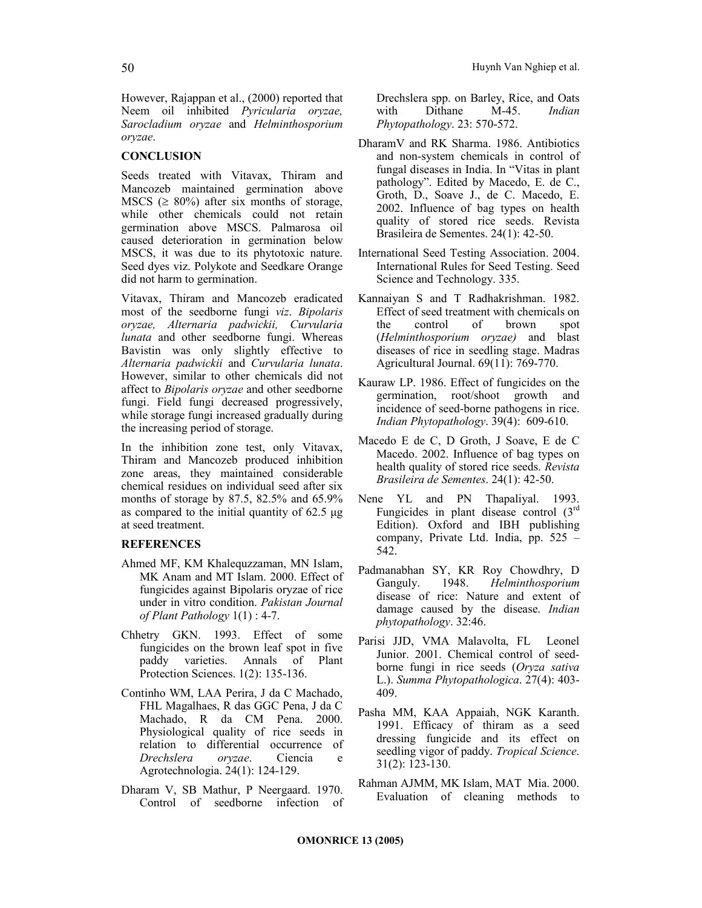However, Rajappan et al., (2000) reported that Neem oil inhibited *Pyricularia oryzae, Sarocladium oryzae* and *Helminthosporium oryzae*.

## CONCLUSION

Seeds treated with Vitavax, Thiram and Mancozeb maintained germination above MSCS ($\geq$ 80%) after six months of storage, while other chemicals could not retain germination above MSCS. Palmarosa oil caused deterioration in germination below MSCS, it was due to its phytotoxic nature. Seed dyes viz. Polykote and Seedkare Orange did not harm to germination.

Vitavax, Thiram and Mancozeb eradicated most of the seedborne fungi *viz*. *Bipolaris oryzae, Alternaria padwickii, Curvularia lunata* and other seedborne fungi. Whereas Bavistin was only slightly effective to *Alternaria padwickii* and *Curvularia lunata*. However, similar to other chemicals did not affect to *Bipolaris oryzae* and other seedborne fungi. Field fungi decreased progressively, while storage fungi increased gradually during the increasing period of storage.

In the inhibition zone test, only Vitavax, Thiram and Mancozeb produced inhibition zone areas, they maintained considerable chemical residues on individual seed after six months of storage by 87.5, 82.5% and 65.9% as compared to the initial quantity of 62.5 μg at seed treatment.

## REFERENCES

Ahmed MF, KM Khalequzzaman, MN Islam, MK Anam and MT Islam. 2000. Effect of fungicides against Bipolaris oryzae of rice under in vitro condition. *Pakistan Journal of Plant Pathology* 1(1) : 4-7.

Chhetry GKN. 1993. Effect of some fungicides on the brown leaf spot in five paddy varieties. Annals of Plant Protection Sciences. 1(2): 135-136.

Continho WM, LAA Perira, J da C Machado, FHL Magalhaes, R das GGC Pena, J da C Machado, R da CM Pena. 2000. Physiological quality of rice seeds in relation to differential occurrence of *Drechslera oryzae*. Ciencia e Agrotechnologia. 24(1): 124-129.

Dharam V, SB Mathur, P Neergaard. 1970. Control of seedborne infection of Drechslera spp. on Barley, Rice, and Oats with Dithane M-45. *Indian Phytopathology*. 23: 570-572.

DharamV and RK Sharma. 1986. Antibiotics and non-system chemicals in control of fungal diseases in India. In "Vitas in plant pathology". Edited by Macedo, E. de C., Groth, D., Soave J., de C. Macedo, E. 2002. Influence of bag types on health quality of stored rice seeds. Revista Brasileira de Sementes. 24(1): 42-50.

International Seed Testing Association. 2004. International Rules for Seed Testing. Seed Science and Technology. 335.

Kannaiyan S and T Radhakrishman. 1982. Effect of seed treatment with chemicals on the control of brown spot (*Helminthosporium oryzae)* and blast diseases of rice in seedling stage. Madras Agricultural Journal. 69(11): 769-770.

Kauraw LP. 1986. Effect of fungicides on the germination, root/shoot growth and incidence of seed-borne pathogens in rice. *Indian Phytopathology*. 39(4): 609-610.

Macedo E de C, D Groth, J Soave, E de C Macedo. 2002. Influence of bag types on health quality of stored rice seeds. *Revista Brasileira de Sementes*. 24(1): 42-50.

Nene YL and PN Thapaliyal. 1993. Fungicides in plant disease control (3rd Edition). Oxford and IBH publishing company, Private Ltd. India, pp. 525 – 542.

Padmanabhan SY, KR Roy Chowdhry, D Ganguly. 1948. *Helminthosporium* disease of rice: Nature and extent of damage caused by the disease. *Indian phytopathology*. 32:46.

Parisi JJD, VMA Malavolta, FL Leonel Junior. 2001. Chemical control of seed-borne fungi in rice seeds (*Oryza sativa* L.). *Summa Phytopathologica*. 27(4): 403-409.

Pasha MM, KAA Appaiah, NGK Karanth. 1991. Efficacy of thiram as a seed dressing fungicide and its effect on seedling vigor of paddy. *Tropical Science*. 31(2): 123-130.

Rahman AJMM, MK Islam, MAT Mia. 2000. Evaluation of cleaning methods to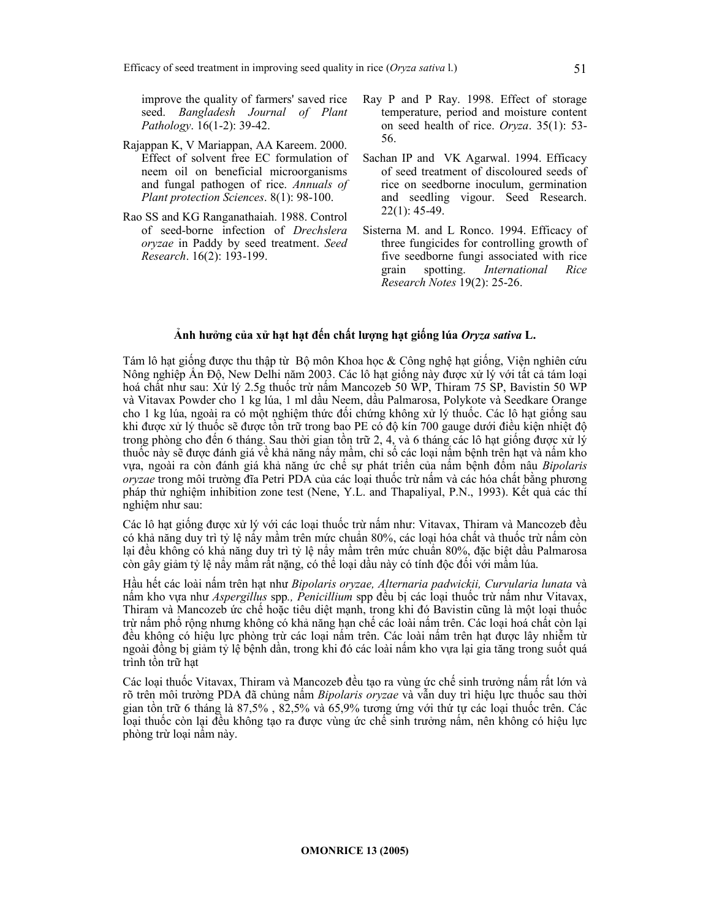improve the quality of farmers' saved rice seed. *Bangladesh Journal of Plant Pathology*. 16(1-2): 39-42.

Rajappan K, V Mariappan, AA Kareem. 2000. Effect of solvent free EC formulation of neem oil on beneficial microorganisms and fungal pathogen of rice. *Annuals of Plant protection Sciences*. 8(1): 98-100.

Rao SS and KG Ranganathaiah. 1988. Control of seed-borne infection of *Drechslera oryzae* in Paddy by seed treatment. *Seed Research*. 16(2): 193-199.

Ray P and P Ray. 1998. Effect of storage temperature, period and moisture content on seed health of rice. *Oryza*. 35(1): 53-56.

Sachan IP and VK Agarwal. 1994. Efficacy of seed treatment of discoloured seeds of rice on seedborne inoculum, germination and seedling vigour. Seed Research. 22(1): 45-49.

Sisterna M. and L Ronco. 1994. Efficacy of three fungicides for controlling growth of five seedborne fungi associated with rice grain spotting. *International Rice Research Notes* 19(2): 25-26.

### Ảnh hưởng của xử hạt hạt đến chất lượng hạt giống lúa *Oryza sativa* L.

Tám lô hạt giống được thu thập từ Bộ môn Khoa học & Công nghệ hạt giống, Viện nghiên cứu Nông nghiệp Ấn Độ, New Delhi năm 2003. Các lô hạt giống này được xử lý với tất cả tám loại hoá chất như sau: Xử lý 2.5g thuốc trừ nấm Mancozeb 50 WP, Thiram 75 SP, Bavistin 50 WP và Vitavax Powder cho 1 kg lúa, 1 ml dầu Neem, dầu Palmarosa, Polykote và Seedkare Orange cho 1 kg lúa, ngoài ra có một nghiệm thức đối chứng không xử lý thuốc. Các lô hạt giống sau khi được xử lý thuốc sẽ được tồn trữ trong bao PE có độ kín 700 gauge dưới điều kiện nhiệt độ trong phòng cho đến 6 tháng. Sau thời gian tồn trữ 2, 4, và 6 tháng các lô hạt giống được xử lý thuốc này sẽ được đánh giá về khả năng nẩy mầm, chỉ số các loại nấm bệnh trên hạt và nấm kho vựa, ngoài ra còn đánh giá khả năng ức chế sự phát triển của nấm bệnh đốm nâu *Bipolaris oryzae* trong môi trường đĩa Petri PDA của các loại thuốc trừ nấm và các hóa chất bằng phương pháp thử nghiệm inhibition zone test (Nene, Y.L. and Thapaliyal, P.N., 1993). Kết quả các thí nghiệm như sau:

Các lô hạt giống được xử lý với các loại thuốc trừ nấm như: Vitavax, Thiram và Mancozeb đều có khả năng duy trì tỷ lệ nẩy mầm trên mức chuẩn 80%, các loại hóa chất và thuốc trừ nấm còn lại đều không có khả năng duy trì tỷ lệ nẩy mầm trên mức chuẩn 80%, đặc biệt dầu Palmarosa còn gây giảm tỷ lệ nẩy mầm rất nặng, có thể loại dầu này có tính độc đối với mầm lúa.

Hầu hết các loài nấm trên hạt như *Bipolaris oryzae, Alternaria padwickii, Curvularia lunata* và nấm kho vựa như *Aspergillus* spp*., Penicillium* spp đều bị các loại thuốc trừ nấm như Vitavax, Thiram và Mancozeb ức chế hoặc tiêu diệt mạnh, trong khi đó Bavistin cũng là một loại thuốc trừ nấm phổ rộng nhưng không có khả năng hạn chế các loài nấm trên. Các loại hoá chất còn lại đều không có hiệu lực phòng trừ các loại nấm trên. Các loài nấm trên hạt được lây nhiễm từ ngoài đồng bị giảm tỷ lệ bệnh dần, trong khi đó các loài nấm kho vựa lại gia tăng trong suốt quá trình tồn trữ hạt

Các loại thuốc Vitavax, Thiram và Mancozeb đều tạo ra vùng ức chế sinh trưởng nấm rất lớn và rõ trên môi trường PDA đã chủng nấm *Bipolaris oryzae* và vẫn duy trì hiệu lực thuốc sau thời gian tồn trữ 6 tháng là 87,5% , 82,5% và 65,9% tương ứng với thứ tự các loại thuốc trên. Các loại thuốc còn lại đều không tạo ra được vùng ức chế sinh trưởng nấm, nên không có hiệu lực phòng trừ loại nấm này.